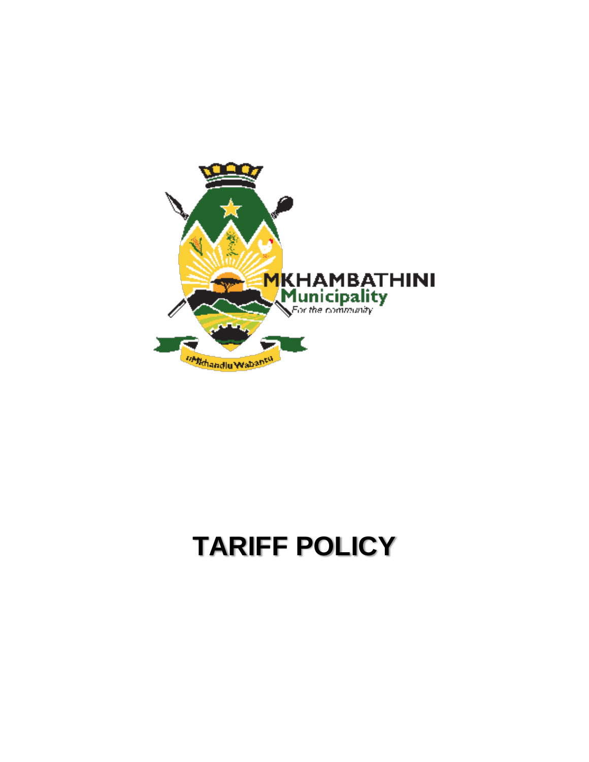MKHAMBATHINI
Municipality
For the community

# TARIFF POLICY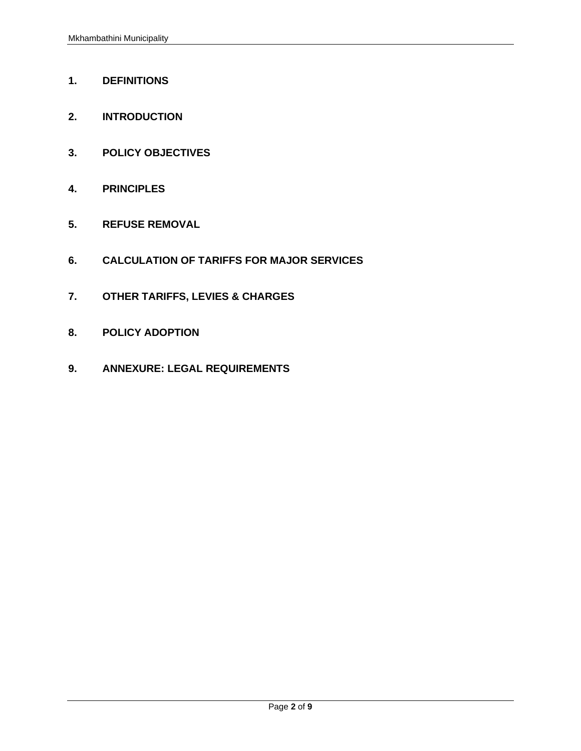1. **DEFINITIONS**

2. **INTRODUCTION**

3. **POLICY OBJECTIVES**

4. **PRINCIPLES**

5. **REFUSE REMOVAL**

6. **CALCULATION OF TARIFFS FOR MAJOR SERVICES**

7. **OTHER TARIFFS, LEVIES & CHARGES**

8. **POLICY ADOPTION**

9. **ANNEXURE: LEGAL REQUIREMENTS**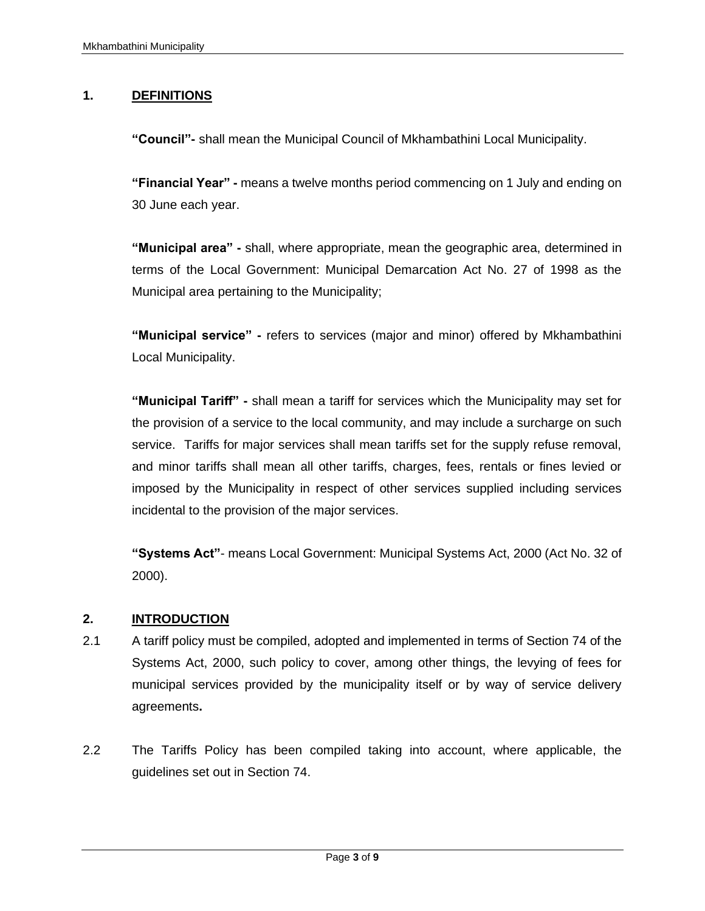## 1. DEFINITIONS

**"Council"-** shall mean the Municipal Council of Mkhambathini Local Municipality.

**"Financial Year" -** means a twelve months period commencing on 1 July and ending on 30 June each year.

**"Municipal area" -** shall, where appropriate, mean the geographic area, determined in terms of the Local Government: Municipal Demarcation Act No. 27 of 1998 as the Municipal area pertaining to the Municipality;

**"Municipal service" -** refers to services (major and minor) offered by Mkhambathini Local Municipality.

**"Municipal Tariff" -** shall mean a tariff for services which the Municipality may set for the provision of a service to the local community, and may include a surcharge on such service. Tariffs for major services shall mean tariffs set for the supply refuse removal, and minor tariffs shall mean all other tariffs, charges, fees, rentals or fines levied or imposed by the Municipality in respect of other services supplied including services incidental to the provision of the major services.

**"Systems Act"**- means Local Government: Municipal Systems Act, 2000 (Act No. 32 of 2000).

## 2. INTRODUCTION

2.1 A tariff policy must be compiled, adopted and implemented in terms of Section 74 of the Systems Act, 2000, such policy to cover, among other things, the levying of fees for municipal services provided by the municipality itself or by way of service delivery agreements**.**

2.2 The Tariffs Policy has been compiled taking into account, where applicable, the guidelines set out in Section 74.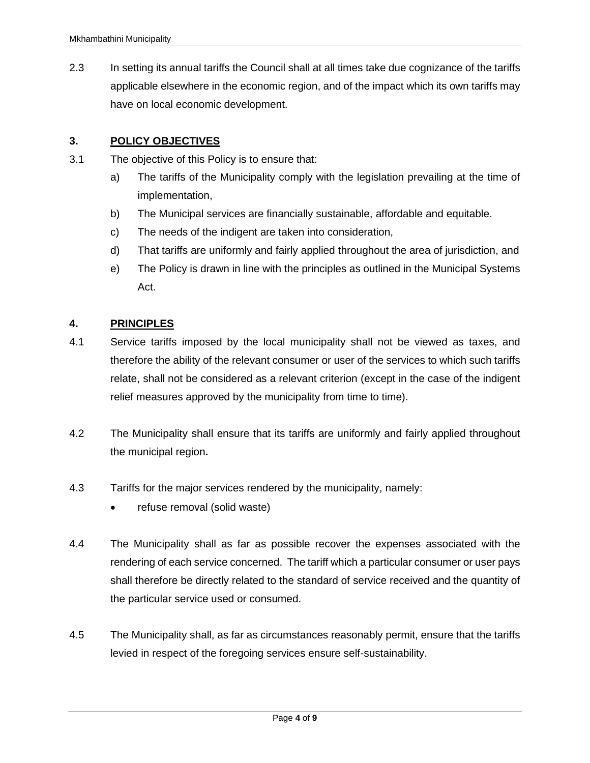2.3 In setting its annual tariffs the Council shall at all times take due cognizance of the tariffs applicable elsewhere in the economic region, and of the impact which its own tariffs may have on local economic development.

## 3. POLICY OBJECTIVES

3.1 The objective of this Policy is to ensure that:

a) The tariffs of the Municipality comply with the legislation prevailing at the time of implementation,

b) The Municipal services are financially sustainable, affordable and equitable.

c) The needs of the indigent are taken into consideration,

d) That tariffs are uniformly and fairly applied throughout the area of jurisdiction, and

e) The Policy is drawn in line with the principles as outlined in the Municipal Systems Act.

## 4. PRINCIPLES

4.1 Service tariffs imposed by the local municipality shall not be viewed as taxes, and therefore the ability of the relevant consumer or user of the services to which such tariffs relate, shall not be considered as a relevant criterion (except in the case of the indigent relief measures approved by the municipality from time to time).

4.2 The Municipality shall ensure that its tariffs are uniformly and fairly applied throughout the municipal region**.**

4.3 Tariffs for the major services rendered by the municipality, namely:

- refuse removal (solid waste)

4.4 The Municipality shall as far as possible recover the expenses associated with the rendering of each service concerned. The tariff which a particular consumer or user pays shall therefore be directly related to the standard of service received and the quantity of the particular service used or consumed.

4.5 The Municipality shall, as far as circumstances reasonably permit, ensure that the tariffs levied in respect of the foregoing services ensure self-sustainability.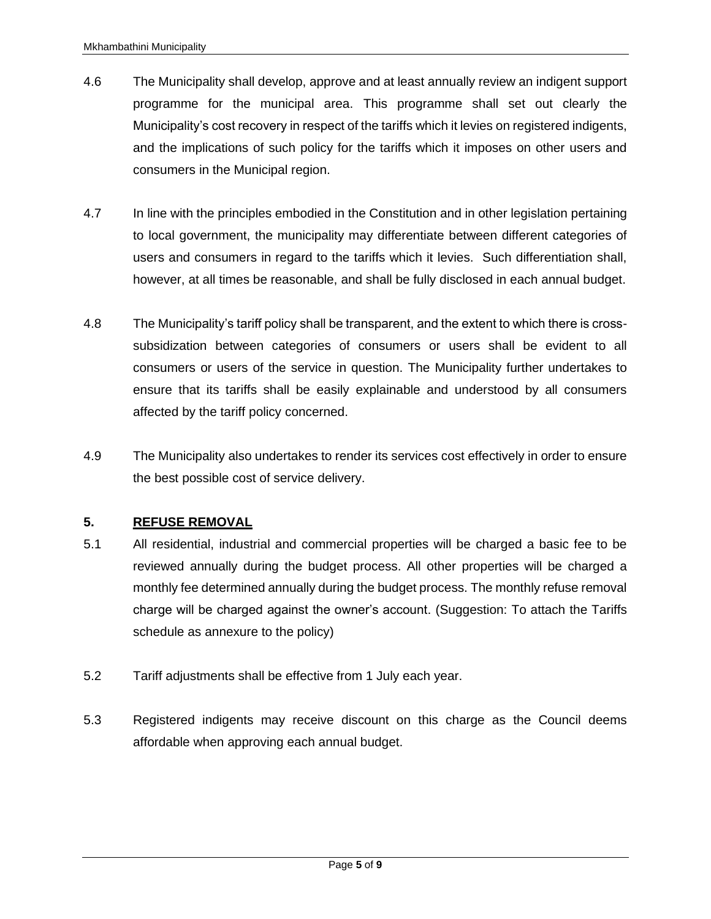4.6 The Municipality shall develop, approve and at least annually review an indigent support programme for the municipal area. This programme shall set out clearly the Municipality's cost recovery in respect of the tariffs which it levies on registered indigents, and the implications of such policy for the tariffs which it imposes on other users and consumers in the Municipal region.

4.7 In line with the principles embodied in the Constitution and in other legislation pertaining to local government, the municipality may differentiate between different categories of users and consumers in regard to the tariffs which it levies. Such differentiation shall, however, at all times be reasonable, and shall be fully disclosed in each annual budget.

4.8 The Municipality's tariff policy shall be transparent, and the extent to which there is cross-subsidization between categories of consumers or users shall be evident to all consumers or users of the service in question. The Municipality further undertakes to ensure that its tariffs shall be easily explainable and understood by all consumers affected by the tariff policy concerned.

4.9 The Municipality also undertakes to render its services cost effectively in order to ensure the best possible cost of service delivery.

## 5. REFUSE REMOVAL

5.1 All residential, industrial and commercial properties will be charged a basic fee to be reviewed annually during the budget process. All other properties will be charged a monthly fee determined annually during the budget process. The monthly refuse removal charge will be charged against the owner's account. (Suggestion: To attach the Tariffs schedule as annexure to the policy)

5.2 Tariff adjustments shall be effective from 1 July each year.

5.3 Registered indigents may receive discount on this charge as the Council deems affordable when approving each annual budget.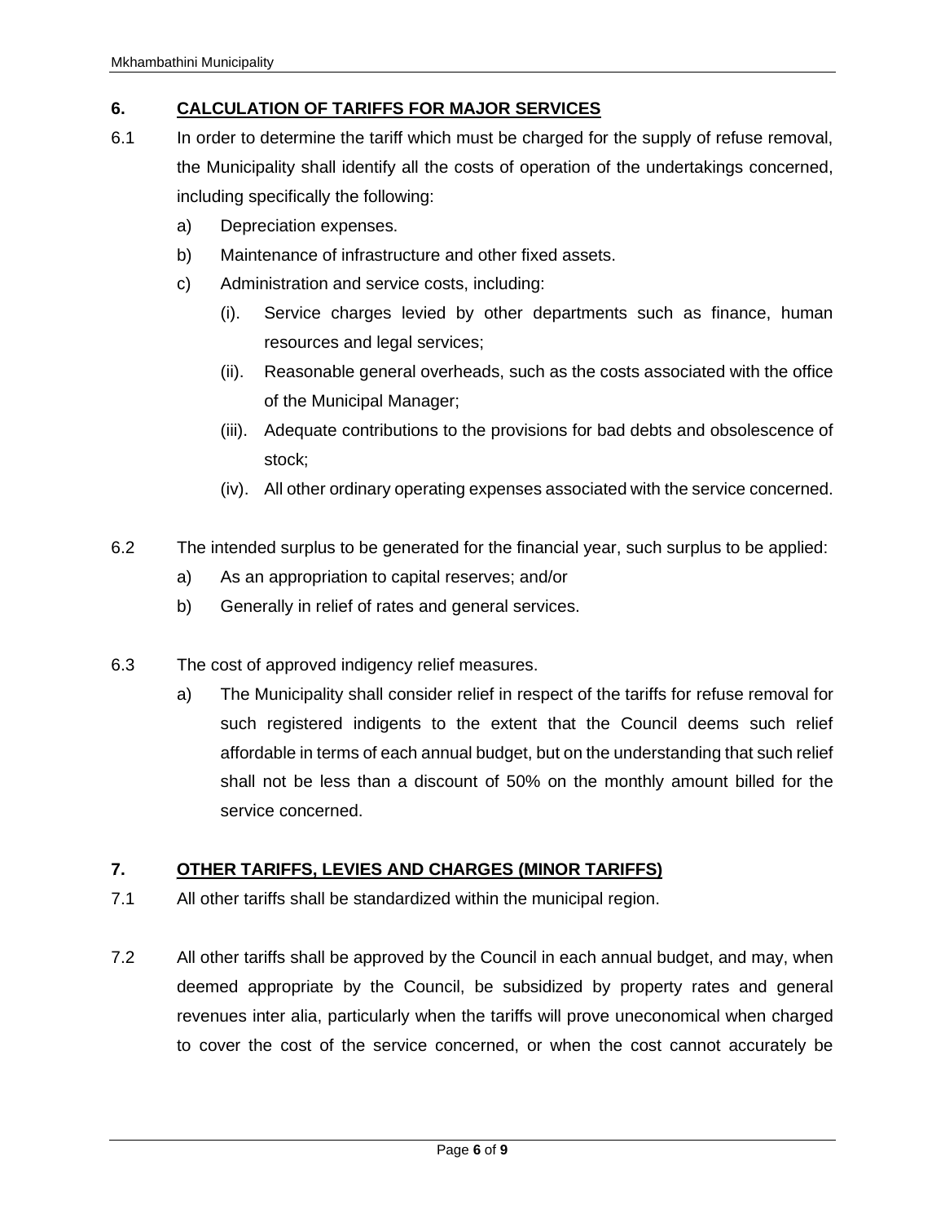## 6. CALCULATION OF TARIFFS FOR MAJOR SERVICES

6.1 In order to determine the tariff which must be charged for the supply of refuse removal, the Municipality shall identify all the costs of operation of the undertakings concerned, including specifically the following:

a) Depreciation expenses.

b) Maintenance of infrastructure and other fixed assets.

c) Administration and service costs, including:

(i). Service charges levied by other departments such as finance, human resources and legal services;

(ii). Reasonable general overheads, such as the costs associated with the office of the Municipal Manager;

(iii). Adequate contributions to the provisions for bad debts and obsolescence of stock;

(iv). All other ordinary operating expenses associated with the service concerned.

6.2 The intended surplus to be generated for the financial year, such surplus to be applied:

a) As an appropriation to capital reserves; and/or

b) Generally in relief of rates and general services.

6.3 The cost of approved indigency relief measures.

a) The Municipality shall consider relief in respect of the tariffs for refuse removal for such registered indigents to the extent that the Council deems such relief affordable in terms of each annual budget, but on the understanding that such relief shall not be less than a discount of 50% on the monthly amount billed for the service concerned.

## 7. OTHER TARIFFS, LEVIES AND CHARGES (MINOR TARIFFS)

7.1 All other tariffs shall be standardized within the municipal region.

7.2 All other tariffs shall be approved by the Council in each annual budget, and may, when deemed appropriate by the Council, be subsidized by property rates and general revenues inter alia, particularly when the tariffs will prove uneconomical when charged to cover the cost of the service concerned, or when the cost cannot accurately be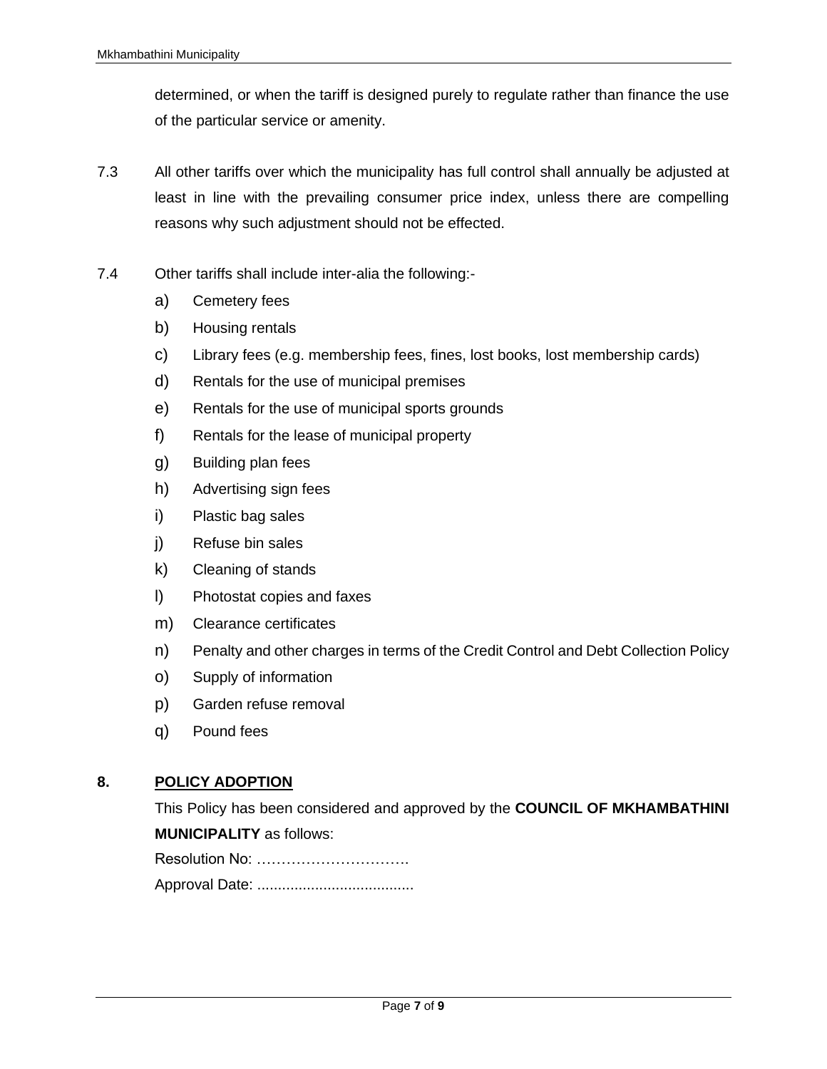determined, or when the tariff is designed purely to regulate rather than finance the use of the particular service or amenity.

7.3 All other tariffs over which the municipality has full control shall annually be adjusted at least in line with the prevailing consumer price index, unless there are compelling reasons why such adjustment should not be effected.

7.4 Other tariffs shall include inter-alia the following:-

a) Cemetery fees
b) Housing rentals
c) Library fees (e.g. membership fees, fines, lost books, lost membership cards)
d) Rentals for the use of municipal premises
e) Rentals for the use of municipal sports grounds
f) Rentals for the lease of municipal property
g) Building plan fees
h) Advertising sign fees
i) Plastic bag sales
j) Refuse bin sales
k) Cleaning of stands
l) Photostat copies and faxes
m) Clearance certificates
n) Penalty and other charges in terms of the Credit Control and Debt Collection Policy
o) Supply of information
p) Garden refuse removal
q) Pound fees

## 8. POLICY ADOPTION

This Policy has been considered and approved by the **COUNCIL OF MKHAMBATHINI MUNICIPALITY** as follows:

Resolution No: ………………………….

Approval Date: ......................................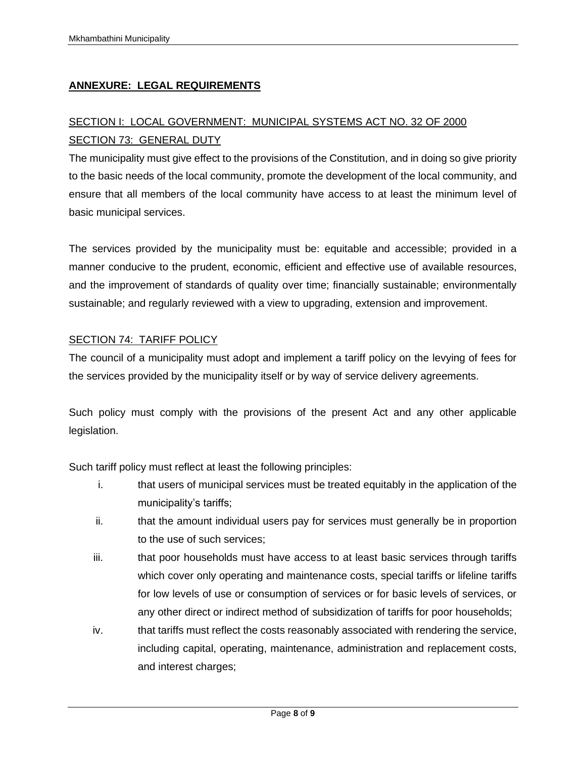## ANNEXURE: LEGAL REQUIREMENTS

### SECTION I: LOCAL GOVERNMENT: MUNICIPAL SYSTEMS ACT NO. 32 OF 2000

### SECTION 73: GENERAL DUTY

The municipality must give effect to the provisions of the Constitution, and in doing so give priority to the basic needs of the local community, promote the development of the local community, and ensure that all members of the local community have access to at least the minimum level of basic municipal services.

The services provided by the municipality must be: equitable and accessible; provided in a manner conducive to the prudent, economic, efficient and effective use of available resources, and the improvement of standards of quality over time; financially sustainable; environmentally sustainable; and regularly reviewed with a view to upgrading, extension and improvement.

### SECTION 74: TARIFF POLICY

The council of a municipality must adopt and implement a tariff policy on the levying of fees for the services provided by the municipality itself or by way of service delivery agreements.

Such policy must comply with the provisions of the present Act and any other applicable legislation.

Such tariff policy must reflect at least the following principles:

i. that users of municipal services must be treated equitably in the application of the municipality's tariffs;

ii. that the amount individual users pay for services must generally be in proportion to the use of such services;

iii. that poor households must have access to at least basic services through tariffs which cover only operating and maintenance costs, special tariffs or lifeline tariffs for low levels of use or consumption of services or for basic levels of services, or any other direct or indirect method of subsidization of tariffs for poor households;

iv. that tariffs must reflect the costs reasonably associated with rendering the service, including capital, operating, maintenance, administration and replacement costs, and interest charges;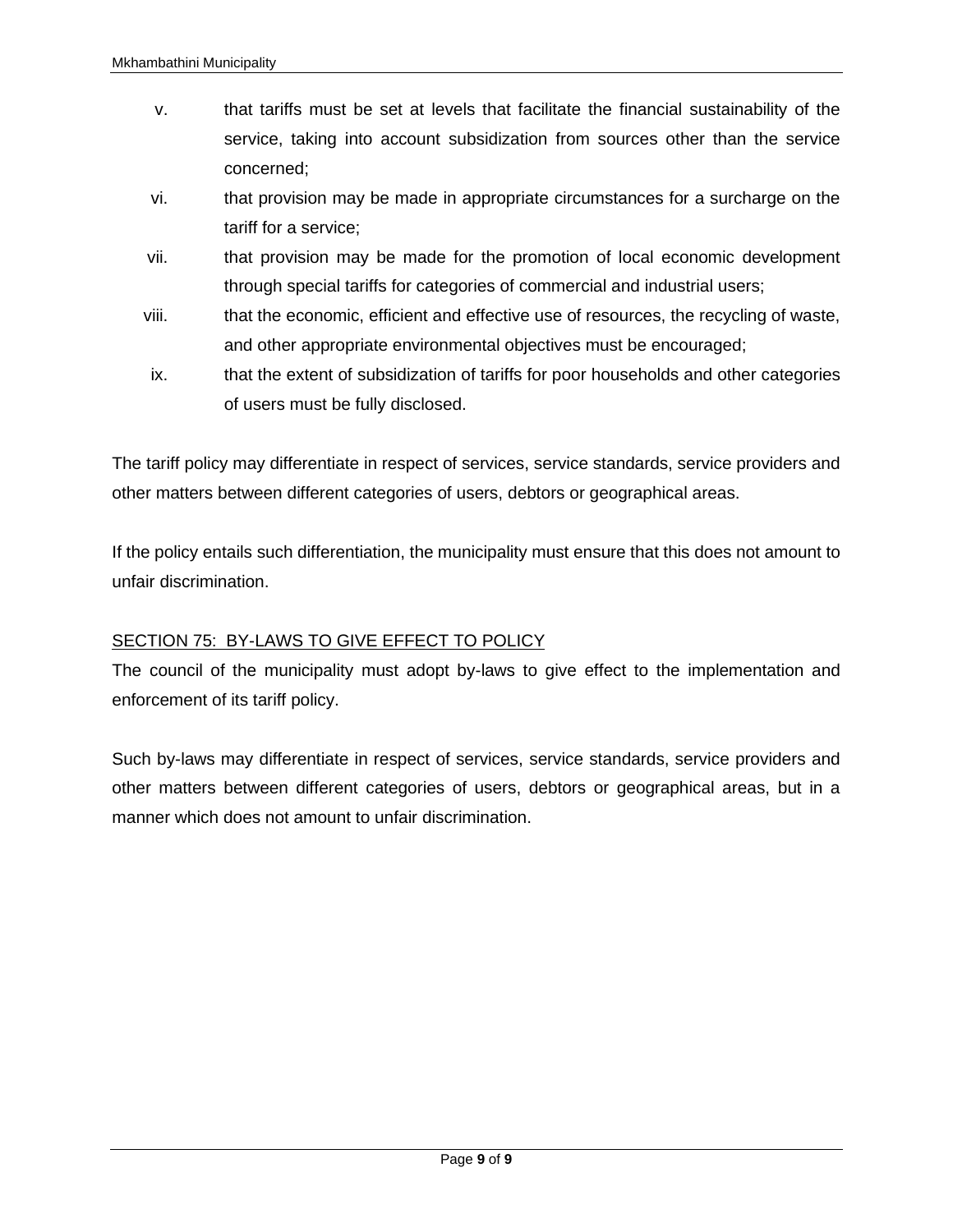v. that tariffs must be set at levels that facilitate the financial sustainability of the service, taking into account subsidization from sources other than the service concerned;

vi. that provision may be made in appropriate circumstances for a surcharge on the tariff for a service;

vii. that provision may be made for the promotion of local economic development through special tariffs for categories of commercial and industrial users;

viii. that the economic, efficient and effective use of resources, the recycling of waste, and other appropriate environmental objectives must be encouraged;

ix. that the extent of subsidization of tariffs for poor households and other categories of users must be fully disclosed.

The tariff policy may differentiate in respect of services, service standards, service providers and other matters between different categories of users, debtors or geographical areas.

If the policy entails such differentiation, the municipality must ensure that this does not amount to unfair discrimination.

## SECTION 75: BY-LAWS TO GIVE EFFECT TO POLICY

The council of the municipality must adopt by-laws to give effect to the implementation and enforcement of its tariff policy.

Such by-laws may differentiate in respect of services, service standards, service providers and other matters between different categories of users, debtors or geographical areas, but in a manner which does not amount to unfair discrimination.